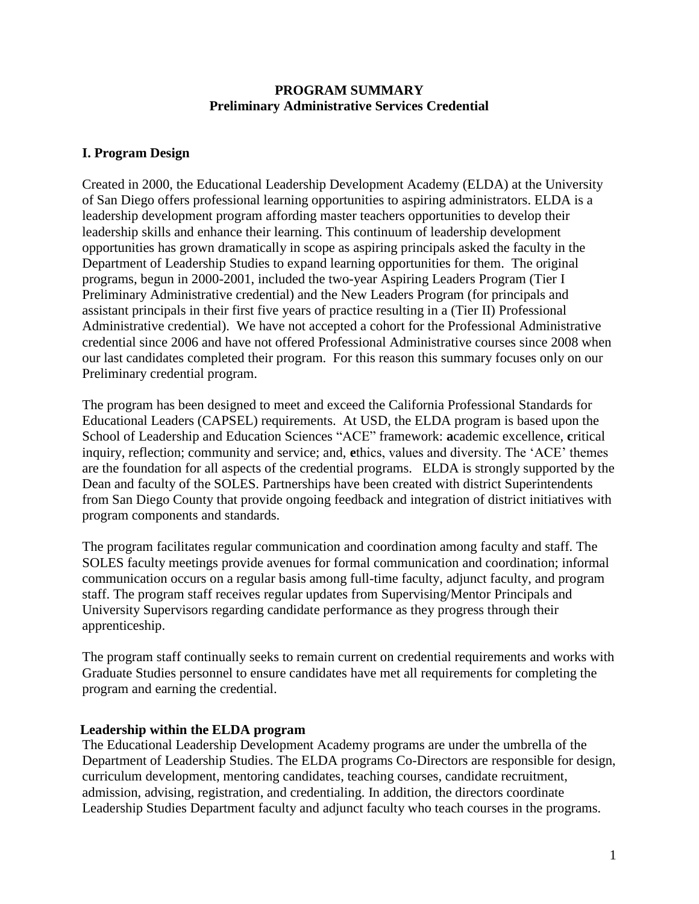# PROGRAM SUMMARY
## Preliminary Administrative Services Credential

### I. Program Design

Created in 2000, the Educational Leadership Development Academy (ELDA) at the University of San Diego offers professional learning opportunities to aspiring administrators. ELDA is a leadership development program affording master teachers opportunities to develop their leadership skills and enhance their learning. This continuum of leadership development opportunities has grown dramatically in scope as aspiring principals asked the faculty in the Department of Leadership Studies to expand learning opportunities for them. The original programs, begun in 2000-2001, included the two-year Aspiring Leaders Program (Tier I Preliminary Administrative credential) and the New Leaders Program (for principals and assistant principals in their first five years of practice resulting in a (Tier II) Professional Administrative credential). We have not accepted a cohort for the Professional Administrative credential since 2006 and have not offered Professional Administrative courses since 2008 when our last candidates completed their program. For this reason this summary focuses only on our Preliminary credential program.

The program has been designed to meet and exceed the California Professional Standards for Educational Leaders (CAPSEL) requirements. At USD, the ELDA program is based upon the School of Leadership and Education Sciences "ACE" framework: **a**cademic excellence, **c**ritical inquiry, reflection; community and service; and, **e**thics, values and diversity. The 'ACE' themes are the foundation for all aspects of the credential programs. ELDA is strongly supported by the Dean and faculty of the SOLES. Partnerships have been created with district Superintendents from San Diego County that provide ongoing feedback and integration of district initiatives with program components and standards.

The program facilitates regular communication and coordination among faculty and staff. The SOLES faculty meetings provide avenues for formal communication and coordination; informal communication occurs on a regular basis among full-time faculty, adjunct faculty, and program staff. The program staff receives regular updates from Supervising/Mentor Principals and University Supervisors regarding candidate performance as they progress through their apprenticeship.

The program staff continually seeks to remain current on credential requirements and works with Graduate Studies personnel to ensure candidates have met all requirements for completing the program and earning the credential.

#### Leadership within the ELDA program

The Educational Leadership Development Academy programs are under the umbrella of the Department of Leadership Studies. The ELDA programs Co-Directors are responsible for design, curriculum development, mentoring candidates, teaching courses, candidate recruitment, admission, advising, registration, and credentialing. In addition, the directors coordinate Leadership Studies Department faculty and adjunct faculty who teach courses in the programs.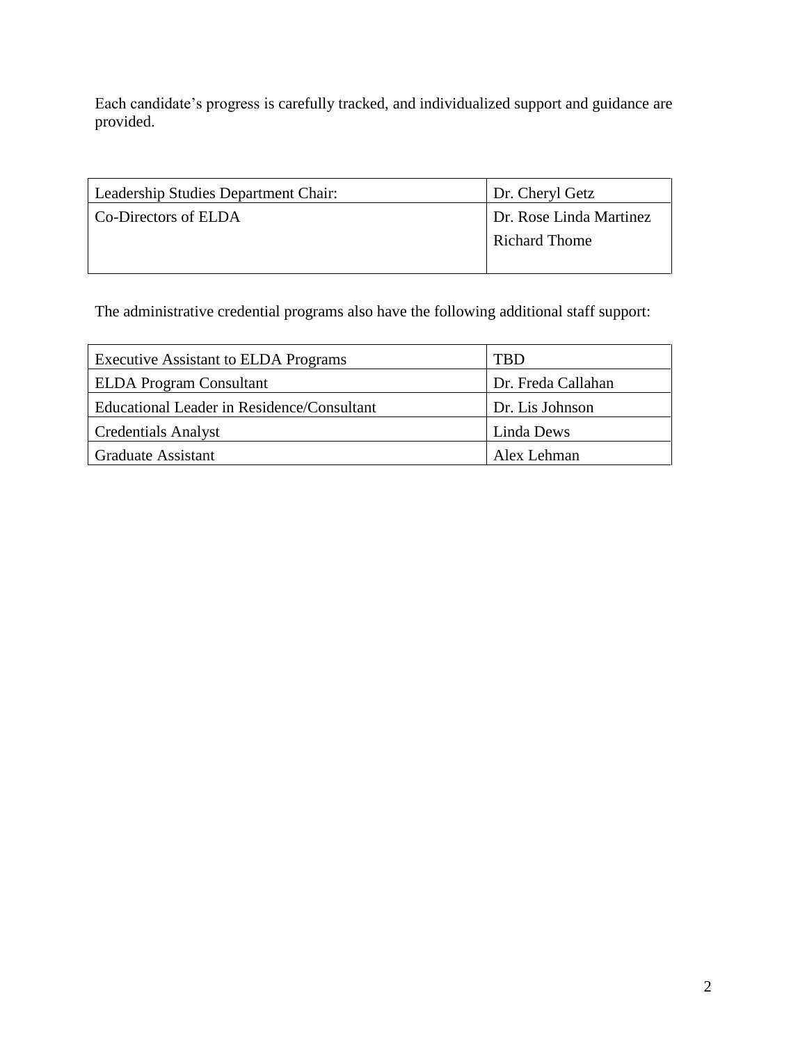Each candidate's progress is carefully tracked, and individualized support and guidance are provided.

| | |
|---|---|
| Leadership Studies Department Chair: | Dr. Cheryl Getz |
| Co-Directors of ELDA | Dr. Rose Linda Martinez<br>Richard Thome |

The administrative credential programs also have the following additional staff support:

| | |
|---|---|
| Executive Assistant to ELDA Programs | TBD |
| ELDA Program Consultant | Dr. Freda Callahan |
| Educational Leader in Residence/Consultant | Dr. Lis Johnson |
| Credentials Analyst | Linda Dews |
| Graduate Assistant | Alex Lehman |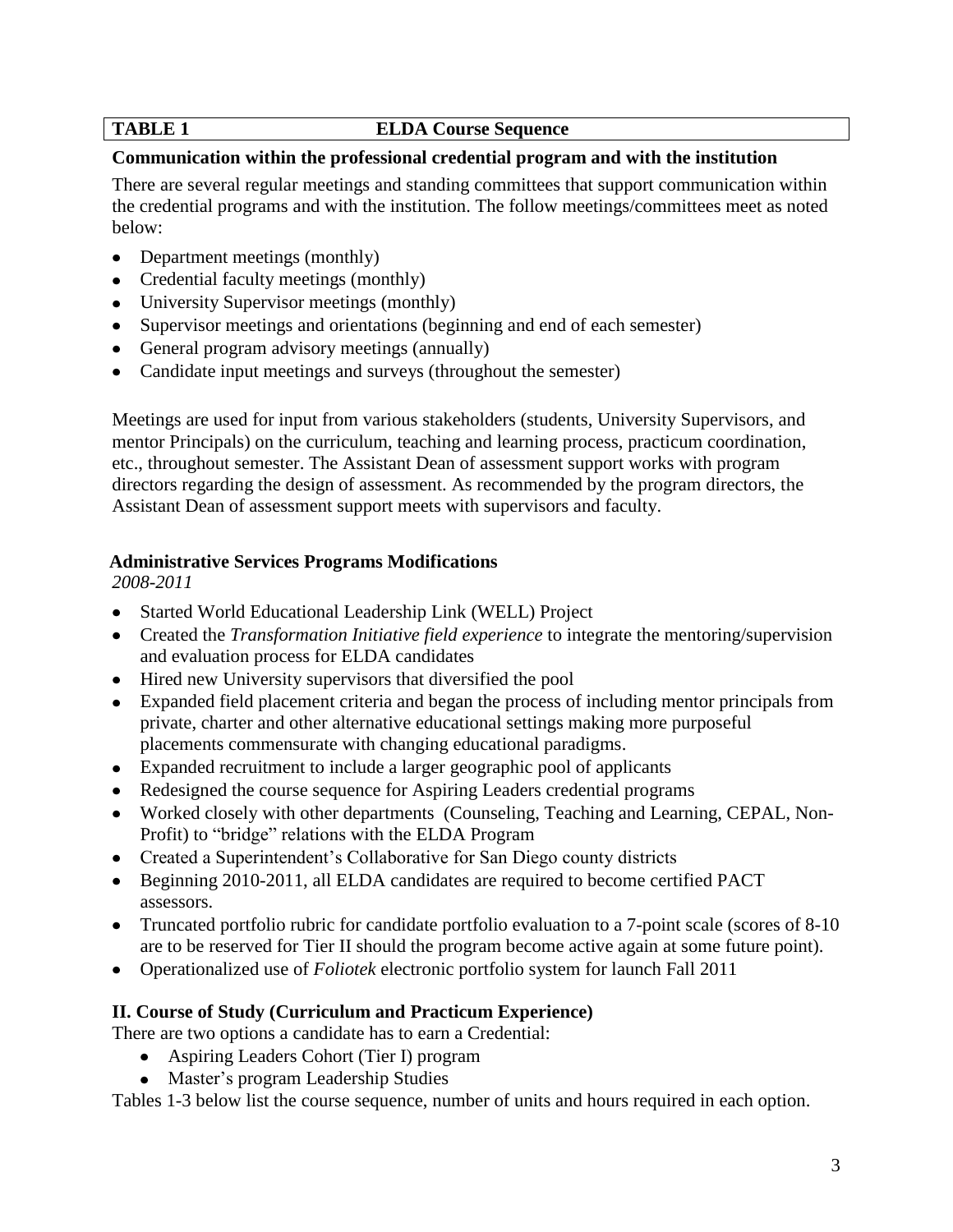| **TABLE 1** | **ELDA Course Sequence** |
| --- | --- |

**Communication within the professional credential program and with the institution**

There are several regular meetings and standing committees that support communication within the credential programs and with the institution. The follow meetings/committees meet as noted below:

- Department meetings (monthly)
- Credential faculty meetings (monthly)
- University Supervisor meetings (monthly)
- Supervisor meetings and orientations (beginning and end of each semester)
- General program advisory meetings (annually)
- Candidate input meetings and surveys (throughout the semester)

Meetings are used for input from various stakeholders (students, University Supervisors, and mentor Principals) on the curriculum, teaching and learning process, practicum coordination, etc., throughout semester. The Assistant Dean of assessment support works with program directors regarding the design of assessment. As recommended by the program directors, the Assistant Dean of assessment support meets with supervisors and faculty.

**Administrative Services Programs Modifications**

*2008-2011*

- Started World Educational Leadership Link (WELL) Project
- Created the *Transformation Initiative field experience* to integrate the mentoring/supervision and evaluation process for ELDA candidates
- Hired new University supervisors that diversified the pool
- Expanded field placement criteria and began the process of including mentor principals from private, charter and other alternative educational settings making more purposeful placements commensurate with changing educational paradigms.
- Expanded recruitment to include a larger geographic pool of applicants
- Redesigned the course sequence for Aspiring Leaders credential programs
- Worked closely with other departments (Counseling, Teaching and Learning, CEPAL, Non-Profit) to "bridge" relations with the ELDA Program
- Created a Superintendent's Collaborative for San Diego county districts
- Beginning 2010-2011, all ELDA candidates are required to become certified PACT assessors.
- Truncated portfolio rubric for candidate portfolio evaluation to a 7-point scale (scores of 8-10 are to be reserved for Tier II should the program become active again at some future point).
- Operationalized use of *Foliotek* electronic portfolio system for launch Fall 2011

**II. Course of Study (Curriculum and Practicum Experience)**

There are two options a candidate has to earn a Credential:

- Aspiring Leaders Cohort (Tier I) program
- Master's program Leadership Studies

Tables 1-3 below list the course sequence, number of units and hours required in each option.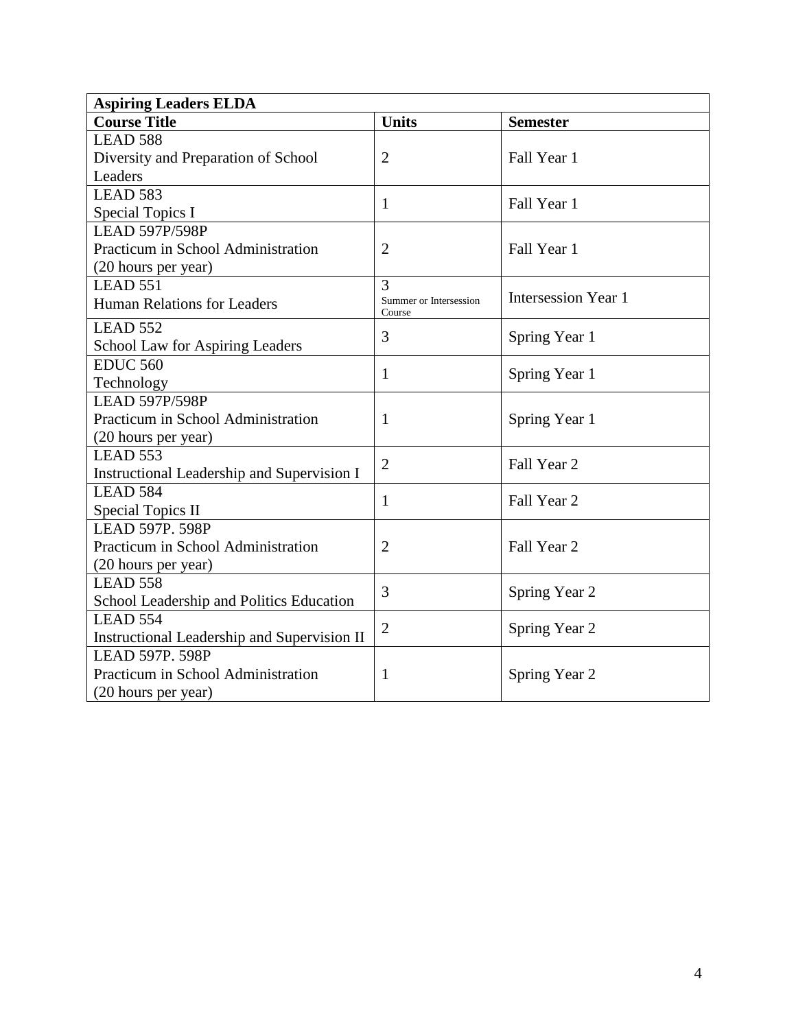| Aspiring Leaders ELDA | | |
|---|---|---|
| **Course Title** | **Units** | **Semester** |
| LEAD 588<br>Diversity and Preparation of School Leaders | 2 | Fall Year 1 |
| LEAD 583<br>Special Topics I | 1 | Fall Year 1 |
| LEAD 597P/598P<br>Practicum in School Administration<br>(20 hours per year) | 2 | Fall Year 1 |
| LEAD 551<br>Human Relations for Leaders | 3<br>Summer or Intersession Course | Intersession Year 1 |
| LEAD 552<br>School Law for Aspiring Leaders | 3 | Spring Year 1 |
| EDUC 560<br>Technology | 1 | Spring Year 1 |
| LEAD 597P/598P<br>Practicum in School Administration<br>(20 hours per year) | 1 | Spring Year 1 |
| LEAD 553<br>Instructional Leadership and Supervision I | 2 | Fall Year 2 |
| LEAD 584<br>Special Topics II | 1 | Fall Year 2 |
| LEAD 597P. 598P<br>Practicum in School Administration<br>(20 hours per year) | 2 | Fall Year 2 |
| LEAD 558<br>School Leadership and Politics Education | 3 | Spring Year 2 |
| LEAD 554<br>Instructional Leadership and Supervision II | 2 | Spring Year 2 |
| LEAD 597P. 598P<br>Practicum in School Administration<br>(20 hours per year) | 1 | Spring Year 2 |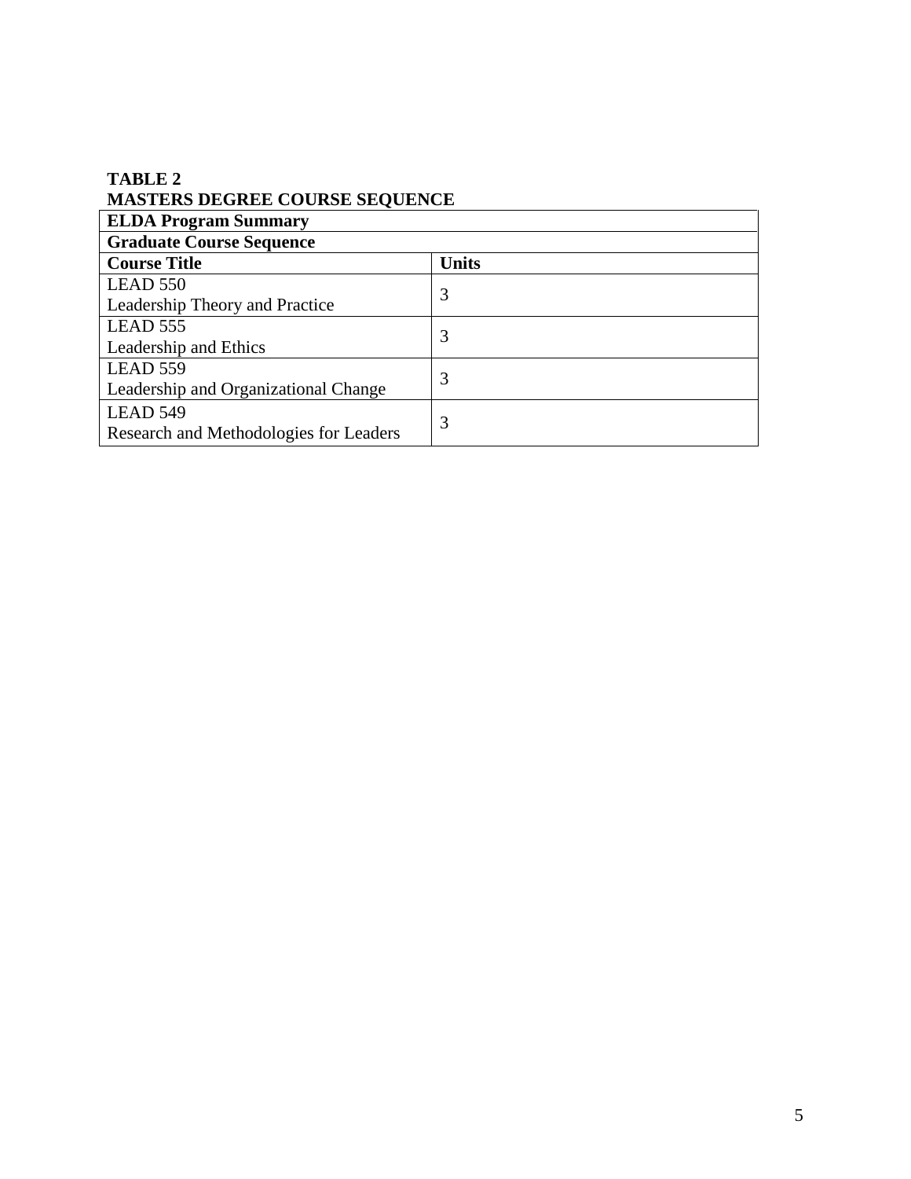**TABLE 2**
**MASTERS DEGREE COURSE SEQUENCE**

| **ELDA Program Summary** | |
|---|---|
| **Graduate Course Sequence** | |
| **Course Title** | **Units** |
| LEAD 550<br>Leadership Theory and Practice | 3 |
| LEAD 555<br>Leadership and Ethics | 3 |
| LEAD 559<br>Leadership and Organizational Change | 3 |
| LEAD 549<br>Research and Methodologies for Leaders | 3 |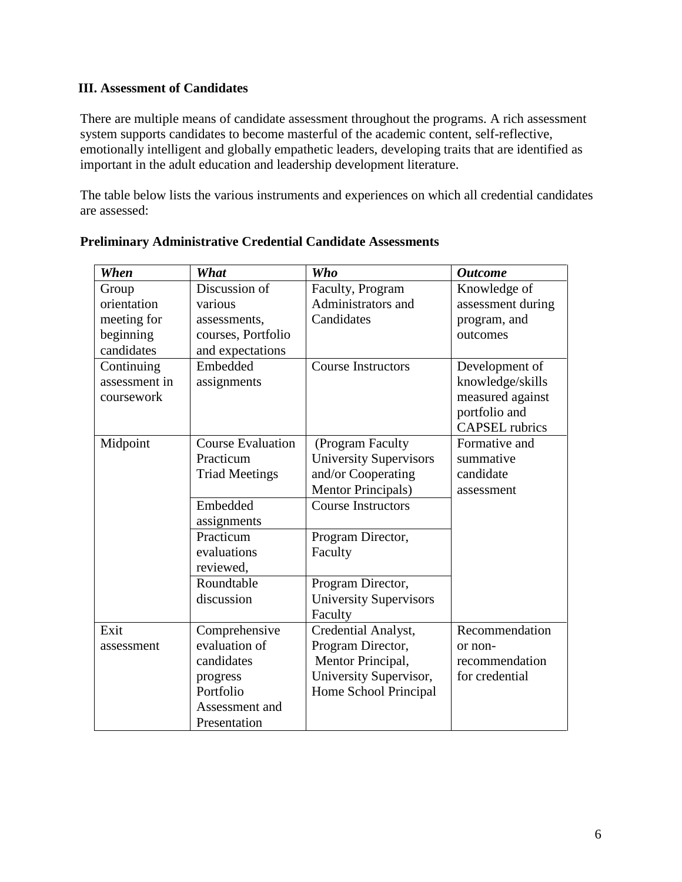### III. Assessment of Candidates

There are multiple means of candidate assessment throughout the programs. A rich assessment system supports candidates to become masterful of the academic content, self-reflective, emotionally intelligent and globally empathetic leaders, developing traits that are identified as important in the adult education and leadership development literature.

The table below lists the various instruments and experiences on which all credential candidates are assessed:

**Preliminary Administrative Credential Candidate Assessments**

| ***When*** | ***What*** | ***Who*** | ***Outcome*** |
|---|---|---|---|
| Group orientation meeting for beginning candidates | Discussion of various assessments, courses, Portfolio and expectations | Faculty, Program Administrators and Candidates | Knowledge of assessment during program, and outcomes |
| Continuing assessment in coursework | Embedded assignments | Course Instructors | Development of knowledge/skills measured against portfolio and CAPSEL rubrics |
| Midpoint | Course Evaluation Practicum Triad Meetings | (Program Faculty University Supervisors and/or Cooperating Mentor Principals) | Formative and summative candidate assessment |
| | Embedded assignments | Course Instructors | |
| | Practicum evaluations reviewed, | Program Director, Faculty | |
| | Roundtable discussion | Program Director, University Supervisors Faculty | |
| Exit assessment | Comprehensive evaluation of candidates progress Portfolio Assessment and Presentation | Credential Analyst, Program Director, Mentor Principal, University Supervisor, Home School Principal | Recommendation or non-recommendation for credential |